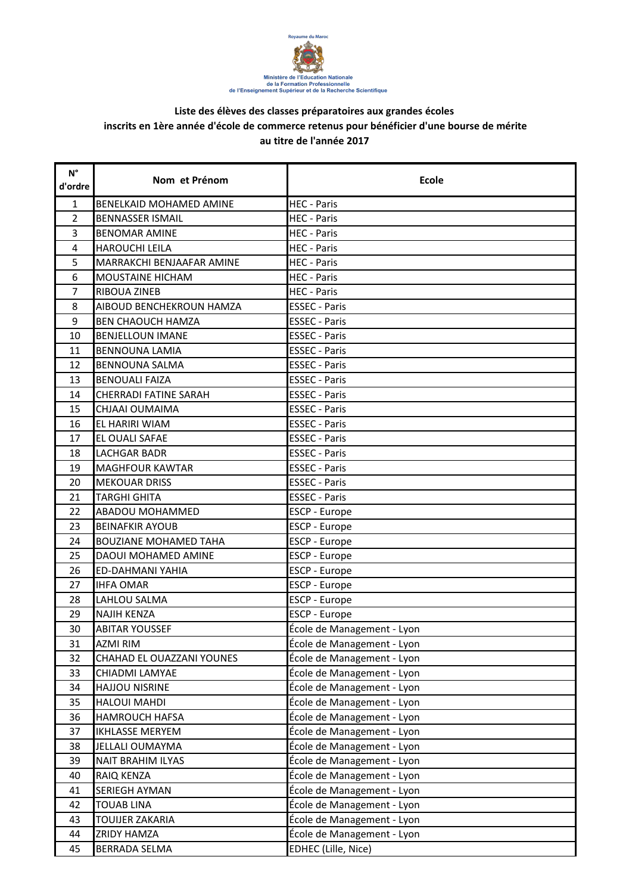Royaume du Maroc

Ministère de l'Education Nationale
de la Formation Professionnelle
de l'Enseignement Supérieur et de la Recherche Scientifique

## Liste des élèves des classes préparatoires aux grandes écoles inscrits en 1ère année d'école de commerce retenus pour bénéficier d'une bourse de mérite au titre de l'année 2017

| N° d'ordre | Nom et Prénom | Ecole |
|---|---|---|
| 1 | BENELKAID MOHAMED AMINE | HEC - Paris |
| 2 | BENNASSER ISMAIL | HEC - Paris |
| 3 | BENOMAR AMINE | HEC - Paris |
| 4 | HAROUCHI LEILA | HEC - Paris |
| 5 | MARRAKCHI BENJAAFAR AMINE | HEC - Paris |
| 6 | MOUSTAINE HICHAM | HEC - Paris |
| 7 | RIBOUA ZINEB | HEC - Paris |
| 8 | AIBOUD BENCHEKROUN HAMZA | ESSEC - Paris |
| 9 | BEN CHAOUCH HAMZA | ESSEC - Paris |
| 10 | BENJELLOUN IMANE | ESSEC - Paris |
| 11 | BENNOUNA LAMIA | ESSEC - Paris |
| 12 | BENNOUNA SALMA | ESSEC - Paris |
| 13 | BENOUALI FAIZA | ESSEC - Paris |
| 14 | CHERRADI FATINE SARAH | ESSEC - Paris |
| 15 | CHJAAI OUMAIMA | ESSEC - Paris |
| 16 | EL HARIRI WIAM | ESSEC - Paris |
| 17 | EL OUALI SAFAE | ESSEC - Paris |
| 18 | LACHGAR BADR | ESSEC - Paris |
| 19 | MAGHFOUR KAWTAR | ESSEC - Paris |
| 20 | MEKOUAR DRISS | ESSEC - Paris |
| 21 | TARGHI GHITA | ESSEC - Paris |
| 22 | ABADOU MOHAMMED | ESCP - Europe |
| 23 | BEINAFKIR AYOUB | ESCP - Europe |
| 24 | BOUZIANE MOHAMED TAHA | ESCP - Europe |
| 25 | DAOUI MOHAMED AMINE | ESCP - Europe |
| 26 | ED-DAHMANI YAHIA | ESCP - Europe |
| 27 | IHFA OMAR | ESCP - Europe |
| 28 | LAHLOU SALMA | ESCP - Europe |
| 29 | NAJIH KENZA | ESCP - Europe |
| 30 | ABITAR YOUSSEF | École de Management - Lyon |
| 31 | AZMI RIM | École de Management - Lyon |
| 32 | CHAHAD EL OUAZZANI YOUNES | École de Management - Lyon |
| 33 | CHIADMI LAMYAE | École de Management - Lyon |
| 34 | HAJJOU NISRINE | École de Management - Lyon |
| 35 | HALOUI MAHDI | École de Management - Lyon |
| 36 | HAMROUCH HAFSA | École de Management - Lyon |
| 37 | IKHLASSE MERYEM | École de Management - Lyon |
| 38 | JELLALI OUMAYMA | École de Management - Lyon |
| 39 | NAIT BRAHIM ILYAS | École de Management - Lyon |
| 40 | RAIQ KENZA | École de Management - Lyon |
| 41 | SERIEGH AYMAN | École de Management - Lyon |
| 42 | TOUAB LINA | École de Management - Lyon |
| 43 | TOUIJER ZAKARIA | École de Management - Lyon |
| 44 | ZRIDY HAMZA | École de Management - Lyon |
| 45 | BERRADA SELMA | EDHEC (Lille, Nice) |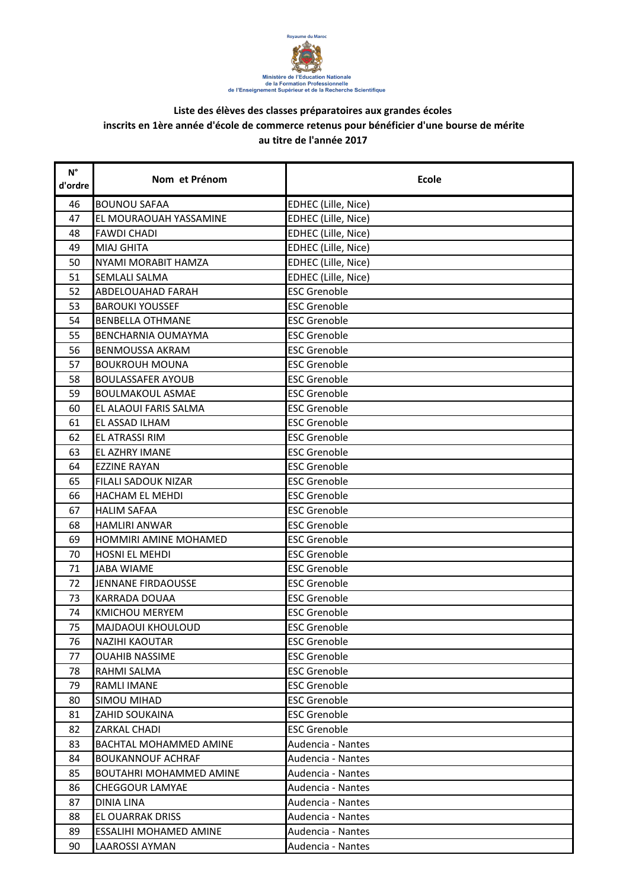Royaume du Maroc

Ministère de l'Education Nationale
de la Formation Professionnelle
de l'Enseignement Supérieur et de la Recherche Scientifique

**Liste des élèves des classes préparatoires aux grandes écoles inscrits en 1ère année d'école de commerce retenus pour bénéficier d'une bourse de mérite au titre de l'année 2017**

| N° d'ordre | Nom et Prénom | Ecole |
|---|---|---|
| 46 | BOUNOU SAFAA | EDHEC (Lille, Nice) |
| 47 | EL MOURAOUAH YASSAMINE | EDHEC (Lille, Nice) |
| 48 | FAWDI CHADI | EDHEC (Lille, Nice) |
| 49 | MIAJ GHITA | EDHEC (Lille, Nice) |
| 50 | NYAMI MORABIT HAMZA | EDHEC (Lille, Nice) |
| 51 | SEMLALI SALMA | EDHEC (Lille, Nice) |
| 52 | ABDELOUAHAD FARAH | ESC Grenoble |
| 53 | BAROUKI YOUSSEF | ESC Grenoble |
| 54 | BENBELLA OTHMANE | ESC Grenoble |
| 55 | BENCHARNIA OUMAYMA | ESC Grenoble |
| 56 | BENMOUSSA AKRAM | ESC Grenoble |
| 57 | BOUKROUH MOUNA | ESC Grenoble |
| 58 | BOULASSAFER AYOUB | ESC Grenoble |
| 59 | BOULMAKOUL ASMAE | ESC Grenoble |
| 60 | EL ALAOUI FARIS SALMA | ESC Grenoble |
| 61 | EL ASSAD ILHAM | ESC Grenoble |
| 62 | EL ATRASSI RIM | ESC Grenoble |
| 63 | EL AZHRY IMANE | ESC Grenoble |
| 64 | EZZINE RAYAN | ESC Grenoble |
| 65 | FILALI SADOUK NIZAR | ESC Grenoble |
| 66 | HACHAM EL MEHDI | ESC Grenoble |
| 67 | HALIM SAFAA | ESC Grenoble |
| 68 | HAMLIRI ANWAR | ESC Grenoble |
| 69 | HOMMIRI AMINE MOHAMED | ESC Grenoble |
| 70 | HOSNI EL MEHDI | ESC Grenoble |
| 71 | JABA WIAME | ESC Grenoble |
| 72 | JENNANE FIRDAOUSSE | ESC Grenoble |
| 73 | KARRADA DOUAA | ESC Grenoble |
| 74 | KMICHOU MERYEM | ESC Grenoble |
| 75 | MAJDAOUI KHOULOUD | ESC Grenoble |
| 76 | NAZIHI KAOUTAR | ESC Grenoble |
| 77 | OUAHIB NASSIME | ESC Grenoble |
| 78 | RAHMI SALMA | ESC Grenoble |
| 79 | RAMLI IMANE | ESC Grenoble |
| 80 | SIMOU MIHAD | ESC Grenoble |
| 81 | ZAHID SOUKAINA | ESC Grenoble |
| 82 | ZARKAL CHADI | ESC Grenoble |
| 83 | BACHTAL MOHAMMED AMINE | Audencia - Nantes |
| 84 | BOUKANNOUF ACHRAF | Audencia - Nantes |
| 85 | BOUTAHRI MOHAMMED AMINE | Audencia - Nantes |
| 86 | CHEGGOUR LAMYAE | Audencia - Nantes |
| 87 | DINIA LINA | Audencia - Nantes |
| 88 | EL OUARRAK DRISS | Audencia - Nantes |
| 89 | ESSALIHI MOHAMED AMINE | Audencia - Nantes |
| 90 | LAAROSSI AYMAN | Audencia - Nantes |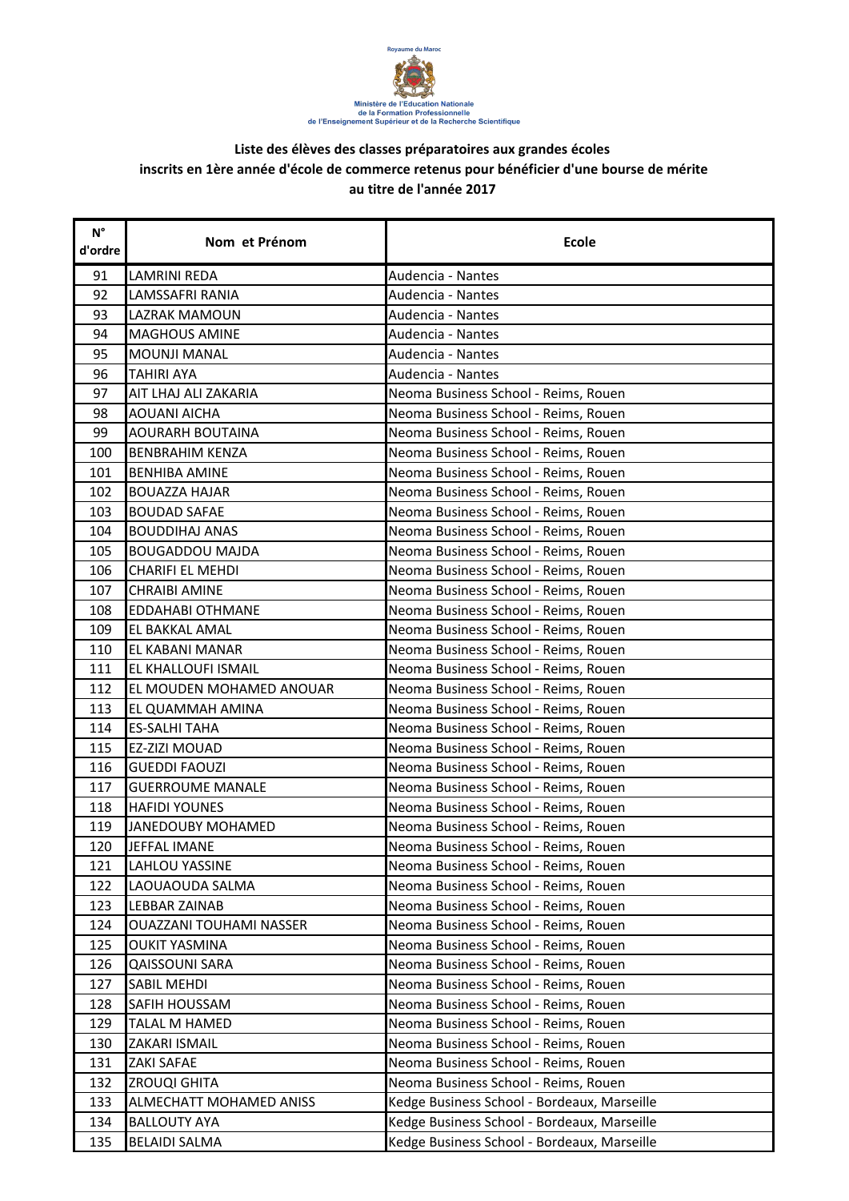Royaume du Maroc

Ministère de l'Education Nationale
de la Formation Professionnelle
de l'Enseignement Supérieur et de la Recherche Scientifique

**Liste des élèves des classes préparatoires aux grandes écoles inscrits en 1ère année d'école de commerce retenus pour bénéficier d'une bourse de mérite au titre de l'année 2017**

| N° d'ordre | Nom et Prénom | Ecole |
|---|---|---|
| 91 | LAMRINI REDA | Audencia - Nantes |
| 92 | LAMSSAFRI RANIA | Audencia - Nantes |
| 93 | LAZRAK MAMOUN | Audencia - Nantes |
| 94 | MAGHOUS AMINE | Audencia - Nantes |
| 95 | MOUNJI MANAL | Audencia - Nantes |
| 96 | TAHIRI AYA | Audencia - Nantes |
| 97 | AIT LHAJ ALI ZAKARIA | Neoma Business School - Reims, Rouen |
| 98 | AOUANI AICHA | Neoma Business School - Reims, Rouen |
| 99 | AOURARH BOUTAINA | Neoma Business School - Reims, Rouen |
| 100 | BENBRAHIM KENZA | Neoma Business School - Reims, Rouen |
| 101 | BENHIBA AMINE | Neoma Business School - Reims, Rouen |
| 102 | BOUAZZA HAJAR | Neoma Business School - Reims, Rouen |
| 103 | BOUDAD SAFAE | Neoma Business School - Reims, Rouen |
| 104 | BOUDDIHAJ ANAS | Neoma Business School - Reims, Rouen |
| 105 | BOUGADDOU MAJDA | Neoma Business School - Reims, Rouen |
| 106 | CHARIFI EL MEHDI | Neoma Business School - Reims, Rouen |
| 107 | CHRAIBI AMINE | Neoma Business School - Reims, Rouen |
| 108 | EDDAHABI OTHMANE | Neoma Business School - Reims, Rouen |
| 109 | EL BAKKAL AMAL | Neoma Business School - Reims, Rouen |
| 110 | EL KABANI MANAR | Neoma Business School - Reims, Rouen |
| 111 | EL KHALLOUFI ISMAIL | Neoma Business School - Reims, Rouen |
| 112 | EL MOUDEN MOHAMED ANOUAR | Neoma Business School - Reims, Rouen |
| 113 | EL QUAMMAH AMINA | Neoma Business School - Reims, Rouen |
| 114 | ES-SALHI TAHA | Neoma Business School - Reims, Rouen |
| 115 | EZ-ZIZI MOUAD | Neoma Business School - Reims, Rouen |
| 116 | GUEDDI FAOUZI | Neoma Business School - Reims, Rouen |
| 117 | GUERROUME MANALE | Neoma Business School - Reims, Rouen |
| 118 | HAFIDI YOUNES | Neoma Business School - Reims, Rouen |
| 119 | JANEDOUBY MOHAMED | Neoma Business School - Reims, Rouen |
| 120 | JEFFAL IMANE | Neoma Business School - Reims, Rouen |
| 121 | LAHLOU YASSINE | Neoma Business School - Reims, Rouen |
| 122 | LAOUAOUDA SALMA | Neoma Business School - Reims, Rouen |
| 123 | LEBBAR ZAINAB | Neoma Business School - Reims, Rouen |
| 124 | OUAZZANI TOUHAMI NASSER | Neoma Business School - Reims, Rouen |
| 125 | OUKIT YASMINA | Neoma Business School - Reims, Rouen |
| 126 | QAISSOUNI SARA | Neoma Business School - Reims, Rouen |
| 127 | SABIL MEHDI | Neoma Business School - Reims, Rouen |
| 128 | SAFIH HOUSSAM | Neoma Business School - Reims, Rouen |
| 129 | TALAL M HAMED | Neoma Business School - Reims, Rouen |
| 130 | ZAKARI ISMAIL | Neoma Business School - Reims, Rouen |
| 131 | ZAKI SAFAE | Neoma Business School - Reims, Rouen |
| 132 | ZROUQI GHITA | Neoma Business School - Reims, Rouen |
| 133 | ALMECHATT MOHAMED ANISS | Kedge Business School - Bordeaux, Marseille |
| 134 | BALLOUTY AYA | Kedge Business School - Bordeaux, Marseille |
| 135 | BELAIDI SALMA | Kedge Business School - Bordeaux, Marseille |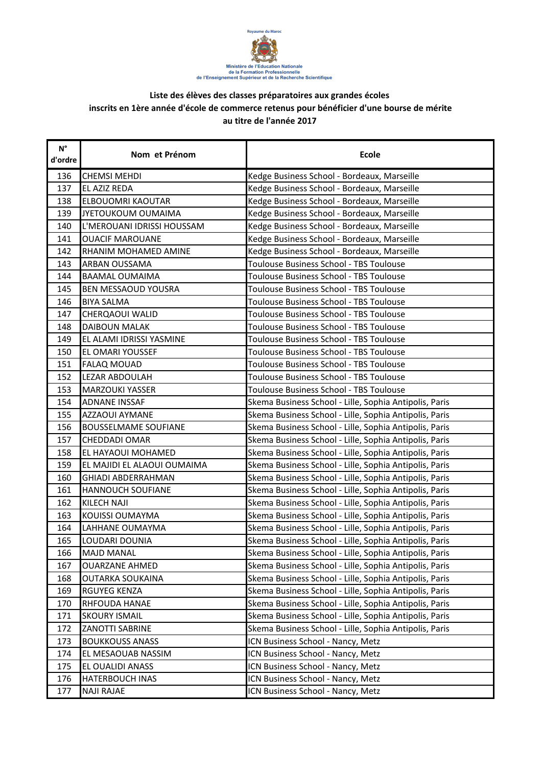Royaume du Maroc

Ministère de l'Education Nationale
de la Formation Professionnelle
de l'Enseignement Supérieur et de la Recherche Scientifique

## Liste des élèves des classes préparatoires aux grandes écoles inscrits en 1ère année d'école de commerce retenus pour bénéficier d'une bourse de mérite au titre de l'année 2017

| N° d'ordre | Nom et Prénom | Ecole |
|---|---|---|
| 136 | CHEMSI MEHDI | Kedge Business School - Bordeaux, Marseille |
| 137 | EL AZIZ REDA | Kedge Business School - Bordeaux, Marseille |
| 138 | ELBOUOMRI KAOUTAR | Kedge Business School - Bordeaux, Marseille |
| 139 | JYETOUKOUM OUMAIMA | Kedge Business School - Bordeaux, Marseille |
| 140 | L'MEROUANI IDRISSI HOUSSAM | Kedge Business School - Bordeaux, Marseille |
| 141 | OUACIF MAROUANE | Kedge Business School - Bordeaux, Marseille |
| 142 | RHANIM MOHAMED AMINE | Kedge Business School - Bordeaux, Marseille |
| 143 | ARBAN OUSSAMA | Toulouse Business School - TBS Toulouse |
| 144 | BAAMAL OUMAIMA | Toulouse Business School - TBS Toulouse |
| 145 | BEN MESSAOUD YOUSRA | Toulouse Business School - TBS Toulouse |
| 146 | BIYA SALMA | Toulouse Business School - TBS Toulouse |
| 147 | CHERQAOUI WALID | Toulouse Business School - TBS Toulouse |
| 148 | DAIBOUN MALAK | Toulouse Business School - TBS Toulouse |
| 149 | EL ALAMI IDRISSI YASMINE | Toulouse Business School - TBS Toulouse |
| 150 | EL OMARI YOUSSEF | Toulouse Business School - TBS Toulouse |
| 151 | FALAQ MOUAD | Toulouse Business School - TBS Toulouse |
| 152 | LEZAR ABDOULAH | Toulouse Business School - TBS Toulouse |
| 153 | MARZOUKI YASSER | Toulouse Business School - TBS Toulouse |
| 154 | ADNANE INSSAF | Skema Business School - Lille, Sophia Antipolis, Paris |
| 155 | AZZAOUI AYMANE | Skema Business School - Lille, Sophia Antipolis, Paris |
| 156 | BOUSSELMAME SOUFIANE | Skema Business School - Lille, Sophia Antipolis, Paris |
| 157 | CHEDDADI OMAR | Skema Business School - Lille, Sophia Antipolis, Paris |
| 158 | EL HAYAOUI MOHAMED | Skema Business School - Lille, Sophia Antipolis, Paris |
| 159 | EL MAJIDI EL ALAOUI OUMAIMA | Skema Business School - Lille, Sophia Antipolis, Paris |
| 160 | GHIADI ABDERRAHMAN | Skema Business School - Lille, Sophia Antipolis, Paris |
| 161 | HANNOUCH SOUFIANE | Skema Business School - Lille, Sophia Antipolis, Paris |
| 162 | KILECH NAJI | Skema Business School - Lille, Sophia Antipolis, Paris |
| 163 | KOUISSI OUMAYMA | Skema Business School - Lille, Sophia Antipolis, Paris |
| 164 | LAHHANE OUMAYMA | Skema Business School - Lille, Sophia Antipolis, Paris |
| 165 | LOUDARI DOUNIA | Skema Business School - Lille, Sophia Antipolis, Paris |
| 166 | MAJD MANAL | Skema Business School - Lille, Sophia Antipolis, Paris |
| 167 | OUARZANE AHMED | Skema Business School - Lille, Sophia Antipolis, Paris |
| 168 | OUTARKA SOUKAINA | Skema Business School - Lille, Sophia Antipolis, Paris |
| 169 | RGUYEG KENZA | Skema Business School - Lille, Sophia Antipolis, Paris |
| 170 | RHFOUDA HANAE | Skema Business School - Lille, Sophia Antipolis, Paris |
| 171 | SKOURY ISMAIL | Skema Business School - Lille, Sophia Antipolis, Paris |
| 172 | ZANOTTI SABRINE | Skema Business School - Lille, Sophia Antipolis, Paris |
| 173 | BOUKKOUSS ANASS | ICN Business School - Nancy, Metz |
| 174 | EL MESAOUAB NASSIM | ICN Business School - Nancy, Metz |
| 175 | EL OUALIDI ANASS | ICN Business School - Nancy, Metz |
| 176 | HATERBOUCH INAS | ICN Business School - Nancy, Metz |
| 177 | NAJI RAJAE | ICN Business School - Nancy, Metz |